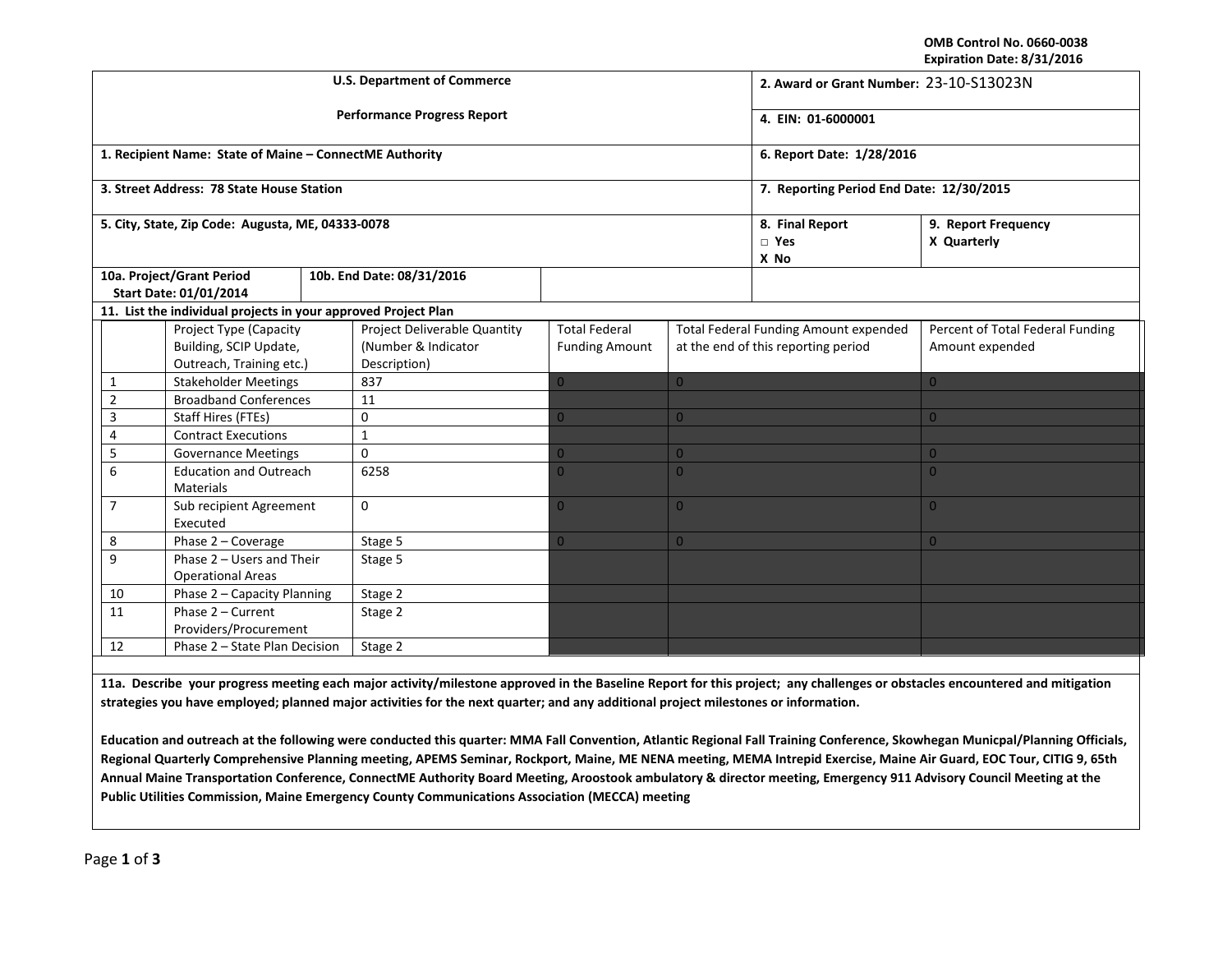OMB Control No. 0660-0038
Expiration Date: 8/31/2016

| U.S. Department of Commerce | 2. Award or Grant Number: 23-10-S13023N |
|---|---|
| Performance Progress Report | 4. EIN: 01-6000001 |
| 1. Recipient Name: State of Maine – ConnectME Authority | 6. Report Date: 1/28/2016 |
| 3. Street Address: 78 State House Station | 7. Reporting Period End Date: 12/30/2015 |
| 5. City, State, Zip Code: Augusta, ME, 04333-0078 | 8. Final Report □ Yes X No / 9. Report Frequency X Quarterly |
| 10a. Project/Grant Period Start Date: 01/01/2014 / 10b. End Date: 08/31/2016 | |

**11. List the individual projects in your approved Project Plan**

| | Project Type (Capacity Building, SCIP Update, Outreach, Training etc.) | Project Deliverable Quantity (Number & Indicator Description) | Total Federal Funding Amount | Total Federal Funding Amount expended at the end of this reporting period | Percent of Total Federal Funding Amount expended |
|---|---|---|---|---|---|
| 1 | Stakeholder Meetings | 837 | 0 | 0 | 0 |
| 2 | Broadband Conferences | 11 | | | |
| 3 | Staff Hires (FTEs) | 0 | 0 | 0 | 0 |
| 4 | Contract Executions | 1 | | | |
| 5 | Governance Meetings | 0 | 0 | 0 | 0 |
| 6 | Education and Outreach Materials | 6258 | 0 | 0 | 0 |
| 7 | Sub recipient Agreement Executed | 0 | 0 | 0 | 0 |
| 8 | Phase 2 – Coverage | Stage 5 | 0 | 0 | 0 |
| 9 | Phase 2 – Users and Their Operational Areas | Stage 5 | | | |
| 10 | Phase 2 – Capacity Planning | Stage 2 | | | |
| 11 | Phase 2 – Current Providers/Procurement | Stage 2 | | | |
| 12 | Phase 2 – State Plan Decision | Stage 2 | | | |

**11a. Describe your progress meeting each major activity/milestone approved in the Baseline Report for this project; any challenges or obstacles encountered and mitigation strategies you have employed; planned major activities for the next quarter; and any additional project milestones or information.**

**Education and outreach at the following were conducted this quarter: MMA Fall Convention, Atlantic Regional Fall Training Conference, Skowhegan Municpal/Planning Officials, Regional Quarterly Comprehensive Planning meeting, APEMS Seminar, Rockport, Maine, ME NENA meeting, MEMA Intrepid Exercise, Maine Air Guard, EOC Tour, CITIG 9, 65th Annual Maine Transportation Conference, ConnectME Authority Board Meeting, Aroostook ambulatory & director meeting, Emergency 911 Advisory Council Meeting at the Public Utilities Commission, Maine Emergency County Communications Association (MECCA) meeting**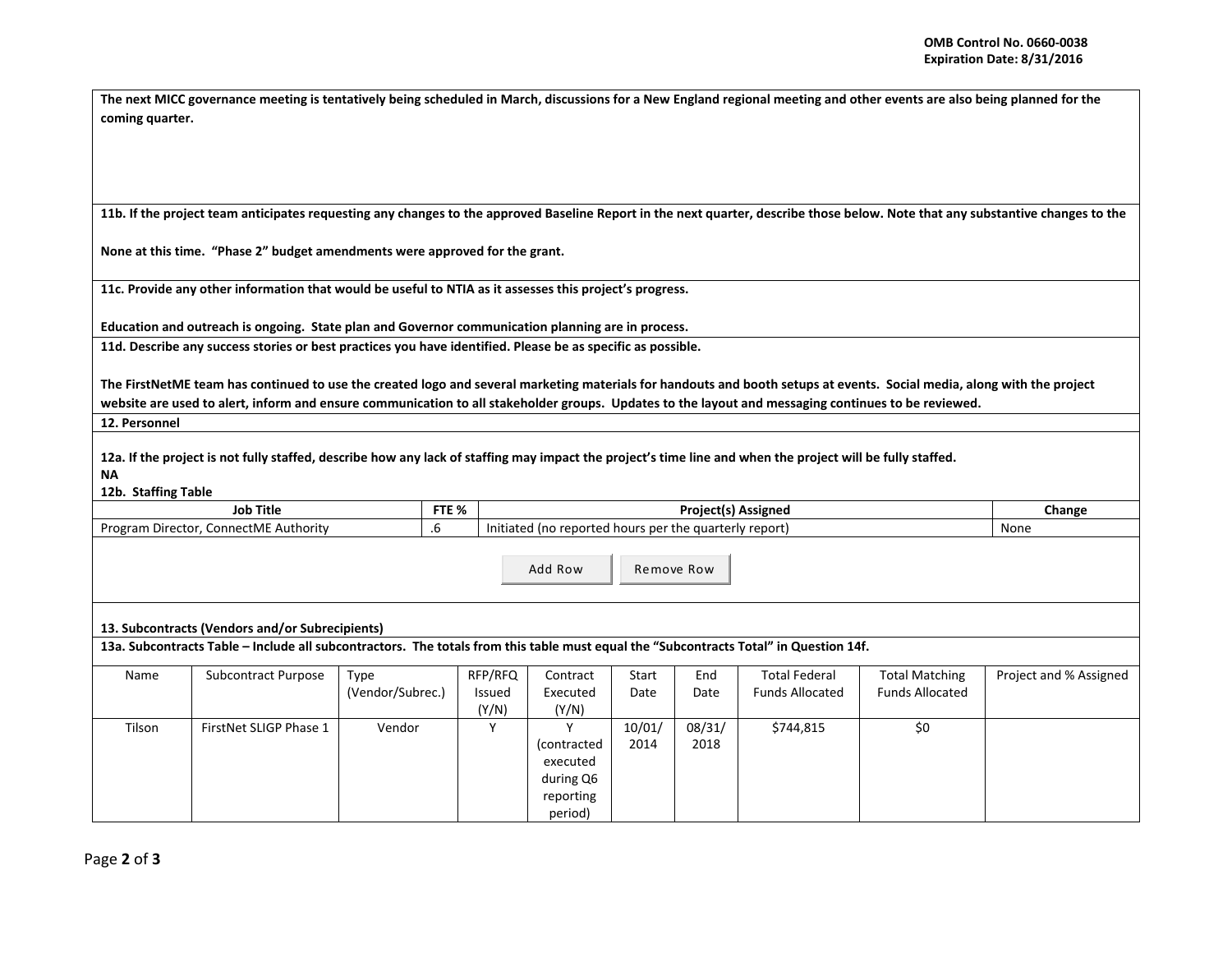**The next MICC governance meeting is tentatively being scheduled in March, discussions for a New England regional meeting and other events are also being planned for the coming quarter.**

**11b. If the project team anticipates requesting any changes to the approved Baseline Report in the next quarter, describe those below. Note that any substantive changes to the**

**None at this time. "Phase 2" budget amendments were approved for the grant.**

**11c. Provide any other information that would be useful to NTIA as it assesses this project's progress.**

**Education and outreach is ongoing. State plan and Governor communication planning are in process.**

**11d. Describe any success stories or best practices you have identified. Please be as specific as possible.**

**The FirstNetME team has continued to use the created logo and several marketing materials for handouts and booth setups at events. Social media, along with the project website are used to alert, inform and ensure communication to all stakeholder groups. Updates to the layout and messaging continues to be reviewed.**

**12. Personnel**

**12a. If the project is not fully staffed, describe how any lack of staffing may impact the project's time line and when the project will be fully staffed.**

**NA**

**12b. Staffing Table**

| Job Title | FTE % | Project(s) Assigned | Change |
|---|---|---|---|
| Program Director, ConnectME Authority | .6 | Initiated (no reported hours per the quarterly report) | None |

**13. Subcontracts (Vendors and/or Subrecipients)**

**13a. Subcontracts Table – Include all subcontractors. The totals from this table must equal the "Subcontracts Total" in Question 14f.**

| Name | Subcontract Purpose | Type (Vendor/Subrec.) | RFP/RFQ Issued (Y/N) | Contract Executed (Y/N) | Start Date | End Date | Total Federal Funds Allocated | Total Matching Funds Allocated | Project and % Assigned |
|---|---|---|---|---|---|---|---|---|---|
| Tilson | FirstNet SLIGP Phase 1 | Vendor | Y | Y (contracted executed during Q6 reporting period) | 10/01/2014 | 08/31/2018 | $744,815 | $0 | |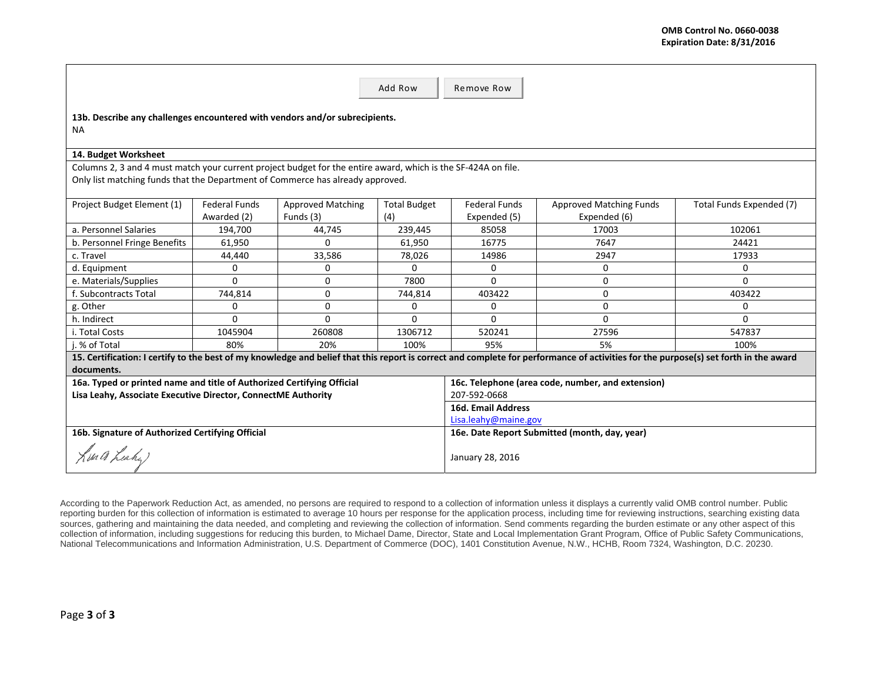OMB Control No. 0660-0038
Expiration Date: 8/31/2016

Add Row Remove Row

**13b. Describe any challenges encountered with vendors and/or subrecipients.**

NA

**14. Budget Worksheet**

Columns 2, 3 and 4 must match your current project budget for the entire award, which is the SF-424A on file.
Only list matching funds that the Department of Commerce has already approved.

| Project Budget Element (1) | Federal Funds Awarded (2) | Approved Matching Funds (3) | Total Budget (4) | Federal Funds Expended (5) | Approved Matching Funds Expended (6) | Total Funds Expended (7) |
|---|---|---|---|---|---|---|
| a. Personnel Salaries | 194,700 | 44,745 | 239,445 | 85058 | 17003 | 102061 |
| b. Personnel Fringe Benefits | 61,950 | 0 | 61,950 | 16775 | 7647 | 24421 |
| c. Travel | 44,440 | 33,586 | 78,026 | 14986 | 2947 | 17933 |
| d. Equipment | 0 | 0 | 0 | 0 | 0 | 0 |
| e. Materials/Supplies | 0 | 0 | 7800 | 0 | 0 | 0 |
| f. Subcontracts Total | 744,814 | 0 | 744,814 | 403422 | 0 | 403422 |
| g. Other | 0 | 0 | 0 | 0 | 0 | 0 |
| h. Indirect | 0 | 0 | 0 | 0 | 0 | 0 |
| i. Total Costs | 1045904 | 260808 | 1306712 | 520241 | 27596 | 547837 |
| j. % of Total | 80% | 20% | 100% | 95% | 5% | 100% |

**15. Certification: I certify to the best of my knowledge and belief that this report is correct and complete for performance of activities for the purpose(s) set forth in the award documents.**

**16a. Typed or printed name and title of Authorized Certifying Official**
**Lisa Leahy, Associate Executive Director, ConnectME Authority**

**16c. Telephone (area code, number, and extension)**
207-592-0668

**16d. Email Address**
Lisa.leahy@maine.gov

**16b. Signature of Authorized Certifying Official**

Lisa A Leahy

**16e. Date Report Submitted (month, day, year)**
January 28, 2016

According to the Paperwork Reduction Act, as amended, no persons are required to respond to a collection of information unless it displays a currently valid OMB control number. Public reporting burden for this collection of information is estimated to average 10 hours per response for the application process, including time for reviewing instructions, searching existing data sources, gathering and maintaining the data needed, and completing and reviewing the collection of information. Send comments regarding the burden estimate or any other aspect of this collection of information, including suggestions for reducing this burden, to Michael Dame, Director, State and Local Implementation Grant Program, Office of Public Safety Communications, National Telecommunications and Information Administration, U.S. Department of Commerce (DOC), 1401 Constitution Avenue, N.W., HCHB, Room 7324, Washington, D.C. 20230.